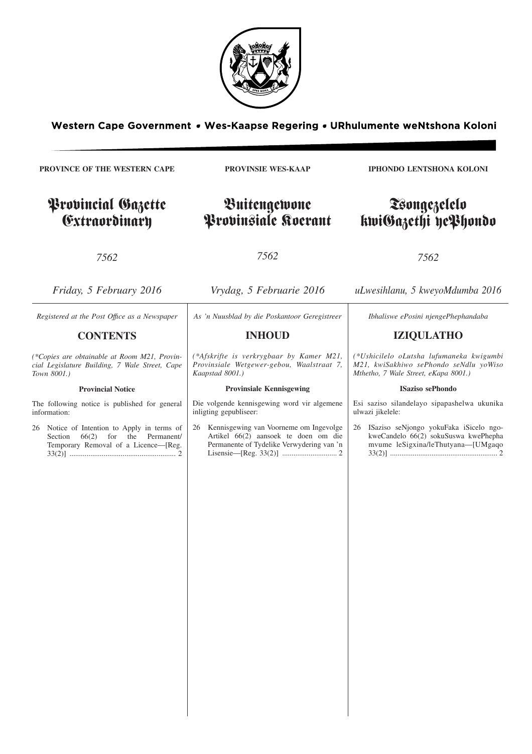Western Cape Government • Wes-Kaapse Regering • URhulumente weNtshona Koloni

**PROVINCE OF THE WESTERN CAPE**

# Provincial Gazette Extraordinary

*7562*

*Friday, 5 February 2016*

*Registered at the Post Office as a Newspaper*

## CONTENTS

*(\*Copies are obtainable at Room M21, Provincial Legislature Building, 7 Wale Street, Cape Town 8001.)*

**Provincial Notice**

The following notice is published for general information:

26 Notice of Intention to Apply in terms of Section 66(2) for the Permanent/ Temporary Removal of a Licence—[Reg. 33(2)] .......................................................... 2

**PROVINSIE WES-KAAP**

# Buitengewone Provinsiale Koerant

*7562*

*Vrydag, 5 Februarie 2016*

*As 'n Nuusblad by die Poskantoor Geregistreer*

## INHOUD

*(\*Afskrifte is verkrygbaar by Kamer M21, Provinsiale Wetgewer-gebou, Waalstraat 7, Kaapstad 8001.)*

**Provinsiale Kennisgewing**

Die volgende kennisgewing word vir algemene inligting gepubliseer:

26 Kennisgewing van Voorneme om Ingevolge Artikel 66(2) aansoek te doen om die Permanente of Tydelike Verwydering van 'n Lisensie—[Reg. 33(2)] ............................ 2

**IPHONDO LENTSHONA KOLONI**

# Tsongezelelo kwiGazethi yePhondo

*7562*

*uLwesihlanu, 5 kweyoMdumba 2016*

*Ibhaliswe ePosini njengePhephandaba*

## IZIQULATHO

*(\*Ushicilelo oLutsha lufumaneka kwigumbi M21, kwiSakhiwo sePhondo seNdlu yoWiso Mthetho, 7 Wale Street, eKapa 8001.)*

**ISaziso sePhondo**

Esi saziso silandelayo sipapashelwa ukunika ulwazi jikelele:

26 ISaziso seNjongo yokuFaka iSicelo ngokweCandelo 66(2) sokuSuswa kwePhepha mvume leSigxina/leThutyana—[UMgaqo 33(2)] .......................................................... 2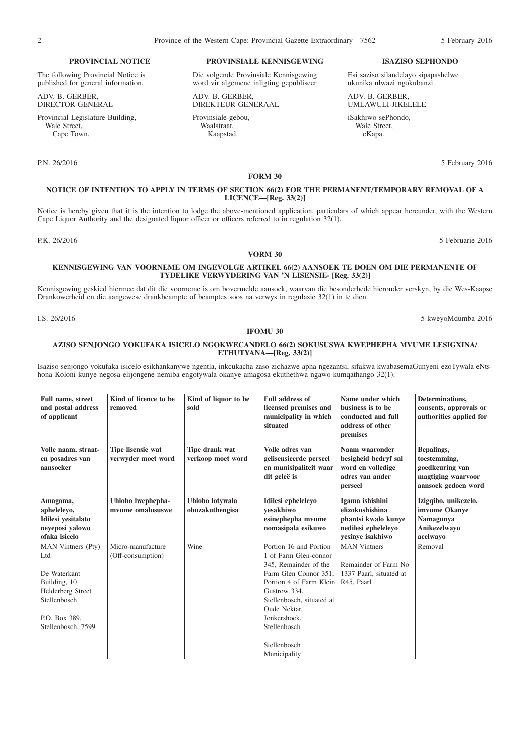**PROVINCIAL NOTICE**

The following Provincial Notice is published for general information.

ADV. B. GERBER,
DIRECTOR-GENERAL

Provincial Legislature Building,
Wale Street,
Cape Town.

**PROVINSIALE KENNISGEWING**

Die volgende Provinsiale Kennisgewing word vir algemene inligting gepubliseer.

ADV. B. GERBER,
DIREKTEUR-GENERAAL

Provinsiale-gebou,
Waalstraat,
Kaapstad.

**ISAZISO SEPHONDO**

Esi saziso silandelayo sipapashelwe ukunika ulwazi ngokubanzi.

ADV. B. GERBER,
UMLAWULI-JIKELELE

iSakhiwo sePhondo,
Wale Street,
eKapa.

P.N. 26/2016 — 5 February 2016

**FORM 30**

**NOTICE OF INTENTION TO APPLY IN TERMS OF SECTION 66(2) FOR THE PERMANENT/TEMPORARY REMOVAL OF A LICENCE—[Reg. 33(2)]**

Notice is hereby given that it is the intention to lodge the above-mentioned application, particulars of which appear hereunder, with the Western Cape Liquor Authority and the designated liquor officer or officers referred to in regulation 32(1).

P.K. 26/2016 — 5 Februarie 2016

**VORM 30**

**KENNISGEWING VAN VOORNEME OM INGEVOLGE ARTIKEL 66(2) AANSOEK TE DOEN OM DIE PERMANENTE OF TYDELIKE VERWYDERING VAN 'N LISENSIE- [Reg. 33(2)]**

Kennisgewing geskied hiermee dat dit die voorneme is om bovermelde aansoek, waarvan die besonderhede hieronder verskyn, by die Wes-Kaapse Drankowerheid en die aangewese drankbeampte of beamptes soos na verwys in regulasie 32(1) in te dien.

I.S. 26/2016 — 5 kweyoMdumba 2016

**IFOMU 30**

**AZISO SENJONGO YOKUFAKA ISICELO NGOKWECANDELO 66(2) SOKUSUSWA KWEPHEPHA MVUME LESIGXINA/ ETHUTYANA—[Reg. 33(2)]**

Isaziso senjongo yokufaka isicelo esikhankanywe ngentla, inkcukacha zaso zichazwe apha ngezantsi, sifakwa kwabasemaGunyeni ezoTywala eNtshona Koloni kunye negosa elijongene nemiba engotywala okanye amagosa ekuthethwa ngawo kumqathango 32(1).

| Full name, street and postal address of applicant | Kind of licence to be removed | Kind of liquor to be sold | Full address of licensed premises and municipality in which situated | Name under which business is to be conducted and full address of other premises | Determinations, consents, approvals or authorities applied for |
|---|---|---|---|---|---|
| **Volle naam, straat- en posadres van aansoeker** | **Tipe lisensie wat verwyder moet word** | **Tipe drank wat verkoop moet word** | **Volle adres van gelisensieerde perseel en munisipaliteit waar dit geleë is** | **Naam waaronder besigheid bedryf sal word en volledige adres van ander perseel** | **Bepalings, toestemming, goedkeuring van magtiging waarvoor aansoek gedoen word** |
| **Amagama, apheleleyo, Idilesi yesitalato neyeposi yalowo ofaka isicelo** | **Uhlobo lwephepha-mvume omalususwe** | **Uhlobo lotywala obuzakuthengisa** | **Idilesi epheleleyo yesakhiwo esinephepha mvume nomasipala esikuwo** | **Igama ishishini elizokushishina phantsi kwalo kunye nedilesi epheleleyo yesinye isakhiwo** | **Izigqibo, unikezelo, imvume Okanye Namagunya Anikezelwayo acelwayo** |
| MAN Vintners (Pty) Ltd<br><br>De Waterkant Building, 10 Helderberg Street Stellenbosch<br><br>P.O. Box 389, Stellenbosch, 7599 | Micro-manufacture (Off-consumption) | Wine | Portion 16 and Portion 1 of Farm Glen-connor 345, Remainder of the Farm Glen Connor 351, Portion 4 of Farm Klein Gustrow 334, Stellenbosch, situated at Oude Nektar, Jonkershoek, Stellenbosch<br><br>Stellenbosch Municipality | MAN Vintners<br><br>Remainder of Farm No 1337 Paarl, situated at R45, Paarl | Removal |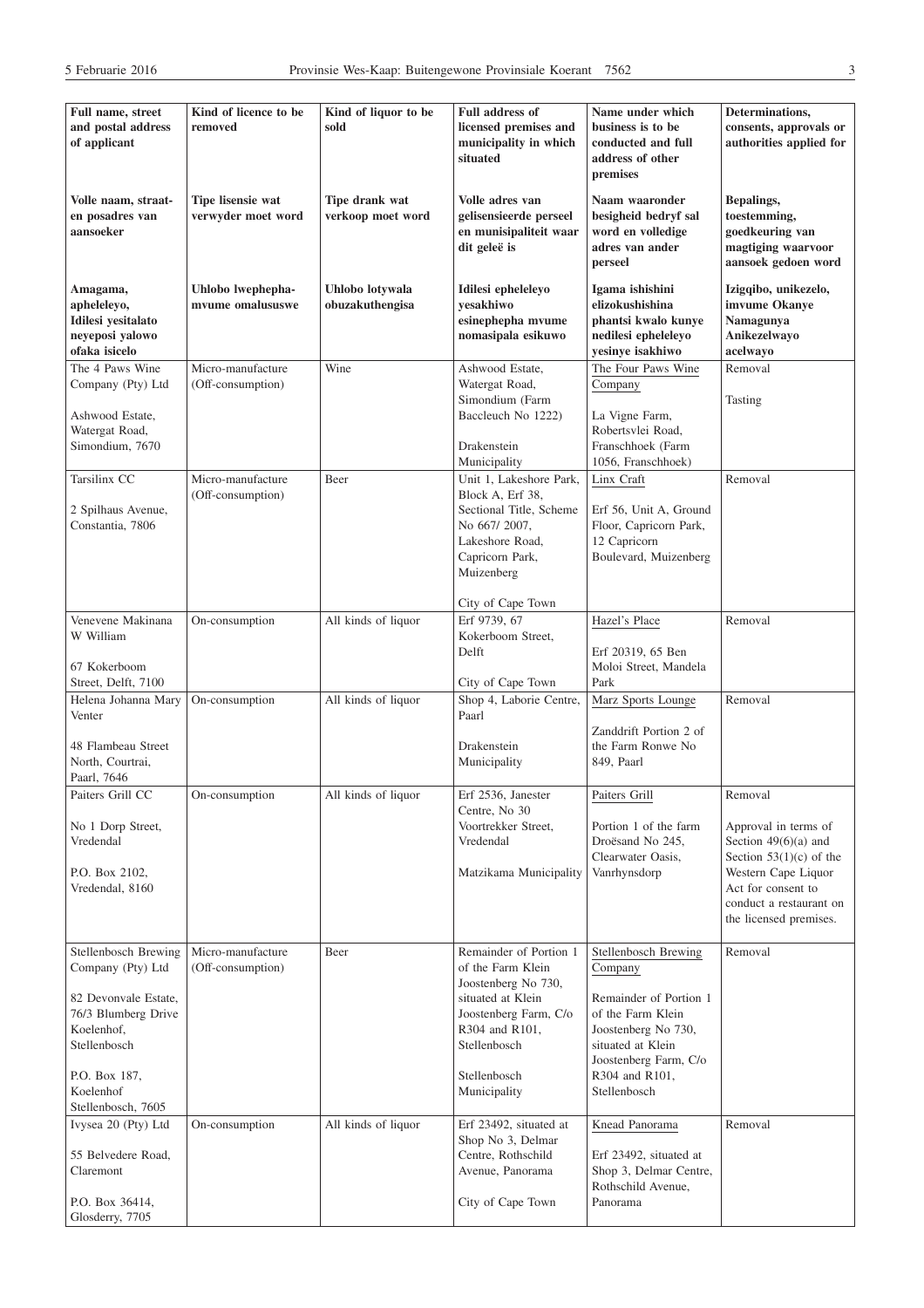| Full name, street and postal address of applicant<br><br>**Volle naam, straat- en posadres van aansoeker**<br><br>**Amagama, apheleleyo, Idilesi yesitalato neyeposi yalowo ofaka isicelo** | Kind of licence to be removed<br><br>**Tipe lisensie wat verwyder moet word**<br><br>**Uhlobo lwephepha-mvume omalususwe** | Kind of liquor to be sold<br><br>**Tipe drank wat verkoop moet word**<br><br>**Uhlobo lotywala obuzakuthengisa** | Full address of licensed premises and municipality in which situated<br><br>**Volle adres van gelisensieerde perseel en munisipaliteit waar dit geleë is**<br><br>**Idilesi epheleleyo yesakhiwo esinephepha mvume nomasipala esikuwo** | Name under which business is to be conducted and full address of other premises<br><br>**Naam waaronder besigheid bedryf sal word en volledige adres van ander perseel**<br><br>**Igama ishishini elizokushishina phantsi kwalo kunye nedilesi epheleleyo yesinye isakhiwo** | Determinations, consents, approvals or authorities applied for<br><br>**Bepalings, toestemming, goedkeuring van magtiging waarvoor aansoek gedoen word**<br><br>**Izigqibo, unikezelo, imvume Okanye Namagunya Anikezelwayo acelwayo** |
|---|---|---|---|---|---|
| The 4 Paws Wine Company (Pty) Ltd<br><br>Ashwood Estate, Watergat Road, Simondium, 7670 | Micro-manufacture (Off-consumption) | Wine | Ashwood Estate, Watergat Road, Simondium (Farm Baccleuch No 1222)<br><br>Drakenstein Municipality | The Four Paws Wine Company<br><br>La Vigne Farm, Robertsvlei Road, Franschhoek (Farm 1056, Franschhoek) | Removal<br><br>Tasting |
| Tarsilinx CC<br><br>2 Spilhaus Avenue, Constantia, 7806 | Micro-manufacture (Off-consumption) | Beer | Unit 1, Lakeshore Park, Block A, Erf 38, Sectional Title, Scheme No 667/ 2007, Lakeshore Road, Capricorn Park, Muizenberg<br><br>City of Cape Town | Linx Craft<br><br>Erf 56, Unit A, Ground Floor, Capricorn Park, 12 Capricorn Boulevard, Muizenberg | Removal |
| Venevene Makinana W William<br><br>67 Kokerboom Street, Delft, 7100 | On-consumption | All kinds of liquor | Erf 9739, 67 Kokerboom Street, Delft<br><br>City of Cape Town | Hazel's Place<br><br>Erf 20319, 65 Ben Moloi Street, Mandela Park | Removal |
| Helena Johanna Mary Venter<br><br>48 Flambeau Street North, Courtrai, Paarl, 7646 | On-consumption | All kinds of liquor | Shop 4, Laborie Centre, Paarl<br><br>Drakenstein Municipality | Marz Sports Lounge<br><br>Zanddrift Portion 2 of the Farm Ronwe No 849, Paarl | Removal |
| Paiters Grill CC<br><br>No 1 Dorp Street, Vredendal<br><br>P.O. Box 2102, Vredendal, 8160 | On-consumption | All kinds of liquor | Erf 2536, Janester Centre, No 30 Voortrekker Street, Vredendal<br><br>Matzikama Municipality | Paiters Grill<br><br>Portion 1 of the farm Droësand No 245, Clearwater Oasis, Vanrhynsdorp | Removal<br><br>Approval in terms of Section 49(6)(a) and Section 53(1)(c) of the Western Cape Liquor Act for consent to conduct a restaurant on the licensed premises. |
| Stellenbosch Brewing Company (Pty) Ltd<br><br>82 Devonvale Estate, 76/3 Blumberg Drive Koelenhof, Stellenbosch<br><br>P.O. Box 187, Koelenhof Stellenbosch, 7605 | Micro-manufacture (Off-consumption) | Beer | Remainder of Portion 1 of the Farm Klein Joostenberg No 730, situated at Klein Joostenberg Farm, C/o R304 and R101, Stellenbosch<br><br>Stellenbosch Municipality | Stellenbosch Brewing Company<br><br>Remainder of Portion 1 of the Farm Klein Joostenberg No 730, situated at Klein Joostenberg Farm, C/o R304 and R101, Stellenbosch | Removal |
| Ivysea 20 (Pty) Ltd<br><br>55 Belvedere Road, Claremont<br><br>P.O. Box 36414, Glosderry, 7705 | On-consumption | All kinds of liquor | Erf 23492, situated at Shop No 3, Delmar Centre, Rothschild Avenue, Panorama<br><br>City of Cape Town | Knead Panorama<br><br>Erf 23492, situated at Shop 3, Delmar Centre, Rothschild Avenue, Panorama | Removal |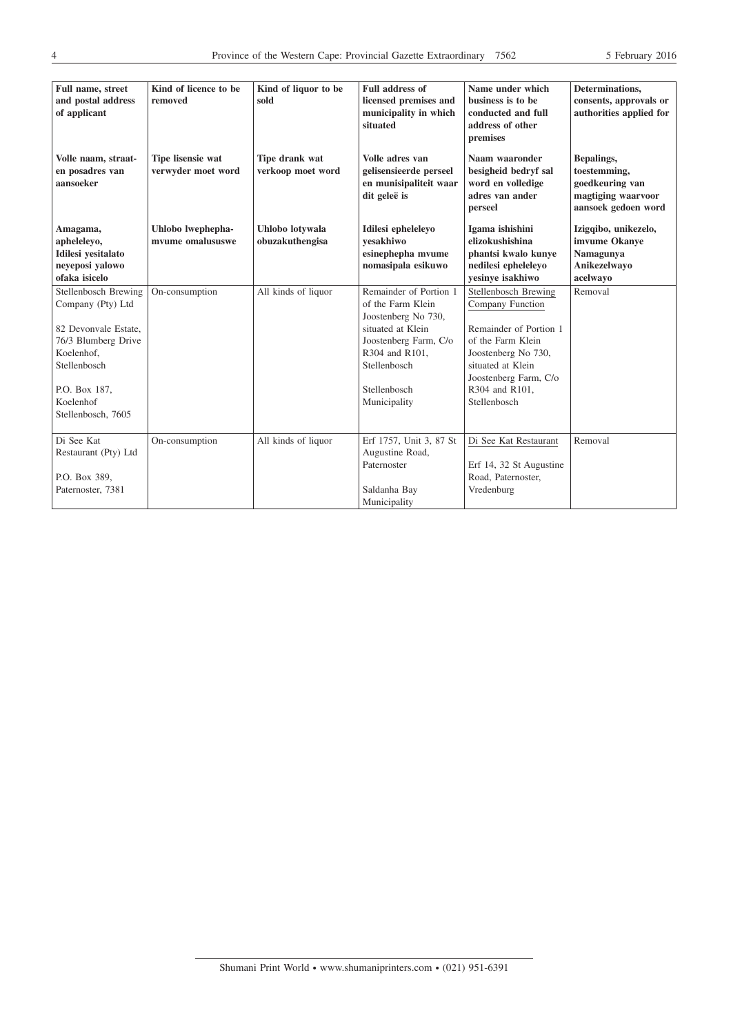| Full name, street and postal address of applicant<br><br>Volle naam, straat- en posadres van aansoeker<br><br>Amagama, apheleleyo, Idilesi yesitalato neyeposi yalowo ofaka isicelo | Kind of licence to be removed<br><br>Tipe lisensie wat verwyder moet word<br><br>Uhlobo lwephepha-mvume omalususwe | Kind of liquor to be sold<br><br>Tipe drank wat verkoop moet word<br><br>Uhlobo lotywala obuzakuthengisa | Full address of licensed premises and municipality in which situated<br><br>Volle adres van gelisensieerde perseel en munisipaliteit waar dit geleë is<br><br>Idilesi epheleleyo yesakhiwo esinephepha mvume nomasipala esikuwo | Name under which business is to be conducted and full address of other premises<br><br>Naam waaronder besigheid bedryf sal word en volledige adres van ander perseel<br><br>Igama ishishini elizokushishina phantsi kwalo kunye nedilesi epheleleyo yesinye isakhiwo | Determinations, consents, approvals or authorities applied for<br><br>Bepalings, toestemming, goedkeuring van magtiging waarvoor aansoek gedoen word<br><br>Izigqibo, unikezelo, imvume Okanye Namagunya Anikezelwayo acelwayo |
|---|---|---|---|---|---|
| Stellenbosch Brewing Company (Pty) Ltd<br><br>82 Devonvale Estate, 76/3 Blumberg Drive Koelenhof, Stellenbosch<br><br>P.O. Box 187, Koelenhof Stellenbosch, 7605 | On-consumption | All kinds of liquor | Remainder of Portion 1 of the Farm Klein Joostenberg No 730, situated at Klein Joostenberg Farm, C/o R304 and R101, Stellenbosch<br><br>Stellenbosch Municipality | Stellenbosch Brewing Company Function<br><br>Remainder of Portion 1 of the Farm Klein Joostenberg No 730, situated at Klein Joostenberg Farm, C/o R304 and R101, Stellenbosch | Removal |
| Di See Kat Restaurant (Pty) Ltd<br><br>P.O. Box 389, Paternoster, 7381 | On-consumption | All kinds of liquor | Erf 1757, Unit 3, 87 St Augustine Road, Paternoster<br><br>Saldanha Bay Municipality | Di See Kat Restaurant<br><br>Erf 14, 32 St Augustine Road, Paternoster, Vredenburg | Removal |